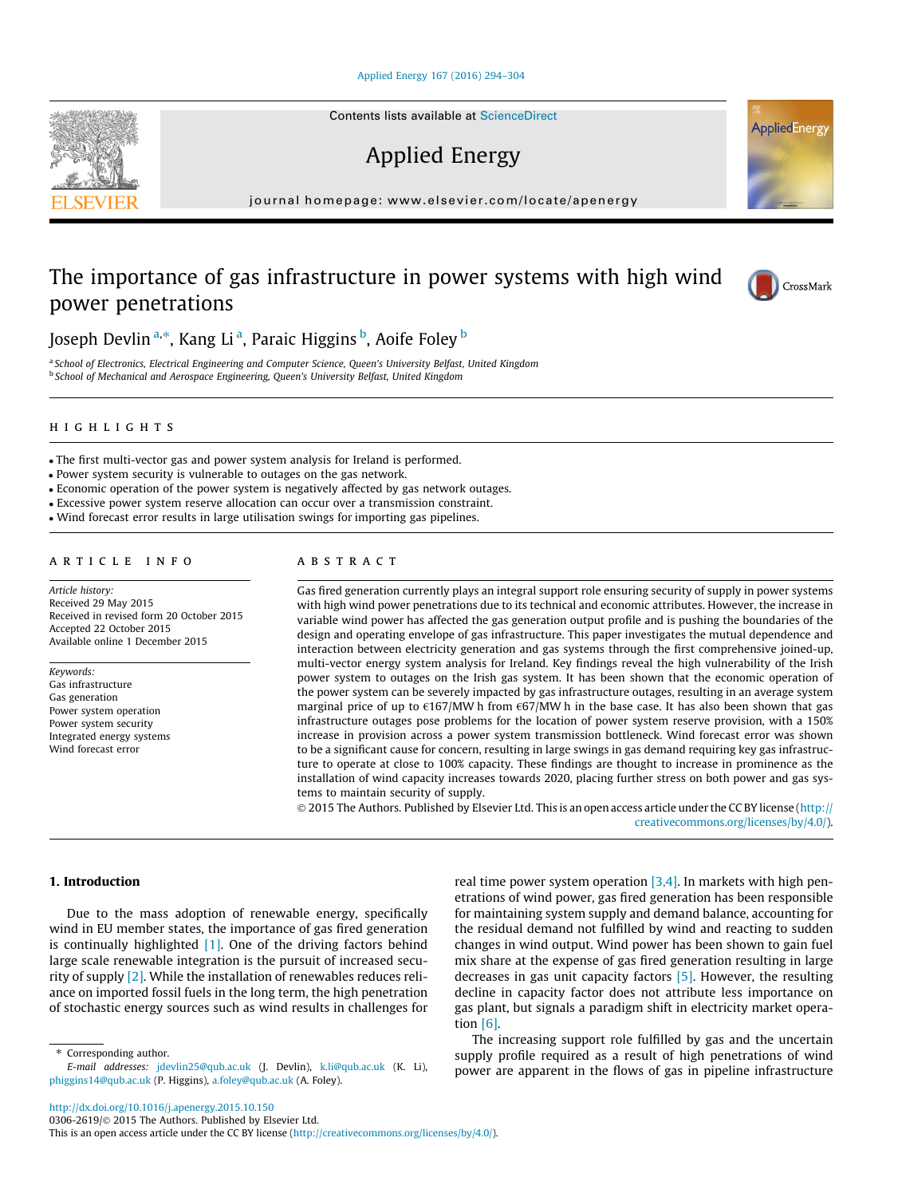# The importance of gas infrastructure in power systems with high wind power penetrations

Joseph Devlin [a,*], Kang Li [a], Paraic Higgins [b], Aoife Foley [b]

[a] School of Electronics, Electrical Engineering and Computer Science, Queen's University Belfast, United Kingdom
[b] School of Mechanical and Aerospace Engineering, Queen's University Belfast, United Kingdom

## HIGHLIGHTS

- The first multi-vector gas and power system analysis for Ireland is performed.
- Power system security is vulnerable to outages on the gas network.
- Economic operation of the power system is negatively affected by gas network outages.
- Excessive power system reserve allocation can occur over a transmission constraint.
- Wind forecast error results in large utilisation swings for importing gas pipelines.

## ARTICLE INFO

*Article history:*
Received 29 May 2015
Received in revised form 20 October 2015
Accepted 22 October 2015
Available online 1 December 2015

*Keywords:*
Gas infrastructure
Gas generation
Power system operation
Power system security
Integrated energy systems
Wind forecast error

## ABSTRACT

Gas fired generation currently plays an integral support role ensuring security of supply in power systems with high wind power penetrations due to its technical and economic attributes. However, the increase in variable wind power has affected the gas generation output profile and is pushing the boundaries of the design and operating envelope of gas infrastructure. This paper investigates the mutual dependence and interaction between electricity generation and gas systems through the first comprehensive joined-up, multi-vector energy system analysis for Ireland. Key findings reveal the high vulnerability of the Irish power system to outages on the Irish gas system. It has been shown that the economic operation of the power system can be severely impacted by gas infrastructure outages, resulting in an average system marginal price of up to €167/MW h from €67/MW h in the base case. It has also been shown that gas infrastructure outages pose problems for the location of power system reserve provision, with a 150% increase in provision across a power system transmission bottleneck. Wind forecast error was shown to be a significant cause for concern, resulting in large swings in gas demand requiring key gas infrastructure to operate at close to 100% capacity. These findings are thought to increase in prominence as the installation of wind capacity increases towards 2020, placing further stress on both power and gas systems to maintain security of supply.

© 2015 The Authors. Published by Elsevier Ltd. This is an open access article under the CC BY license (http://creativecommons.org/licenses/by/4.0/).

## 1. Introduction

Due to the mass adoption of renewable energy, specifically wind in EU member states, the importance of gas fired generation is continually highlighted [1]. One of the driving factors behind large scale renewable integration is the pursuit of increased security of supply [2]. While the installation of renewables reduces reliance on imported fossil fuels in the long term, the high penetration of stochastic energy sources such as wind results in challenges for real time power system operation [3,4]. In markets with high penetrations of wind power, gas fired generation has been responsible for maintaining system supply and demand balance, accounting for the residual demand not fulfilled by wind and reacting to sudden changes in wind output. Wind power has been shown to gain fuel mix share at the expense of gas fired generation resulting in large decreases in gas unit capacity factors [5]. However, the resulting decline in capacity factor does not attribute less importance on gas plant, but signals a paradigm shift in electricity market operation [6].

The increasing support role fulfilled by gas and the uncertain supply profile required as a result of high penetrations of wind power are apparent in the flows of gas in pipeline infrastructure

---

* Corresponding author.
*E-mail addresses:* jdevlin25@qub.ac.uk (J. Devlin), k.li@qub.ac.uk (K. Li), phiggins14@qub.ac.uk (P. Higgins), a.foley@qub.ac.uk (A. Foley).

http://dx.doi.org/10.1016/j.apenergy.2015.10.150
0306-2619/© 2015 The Authors. Published by Elsevier Ltd.
This is an open access article under the CC BY license (http://creativecommons.org/licenses/by/4.0/).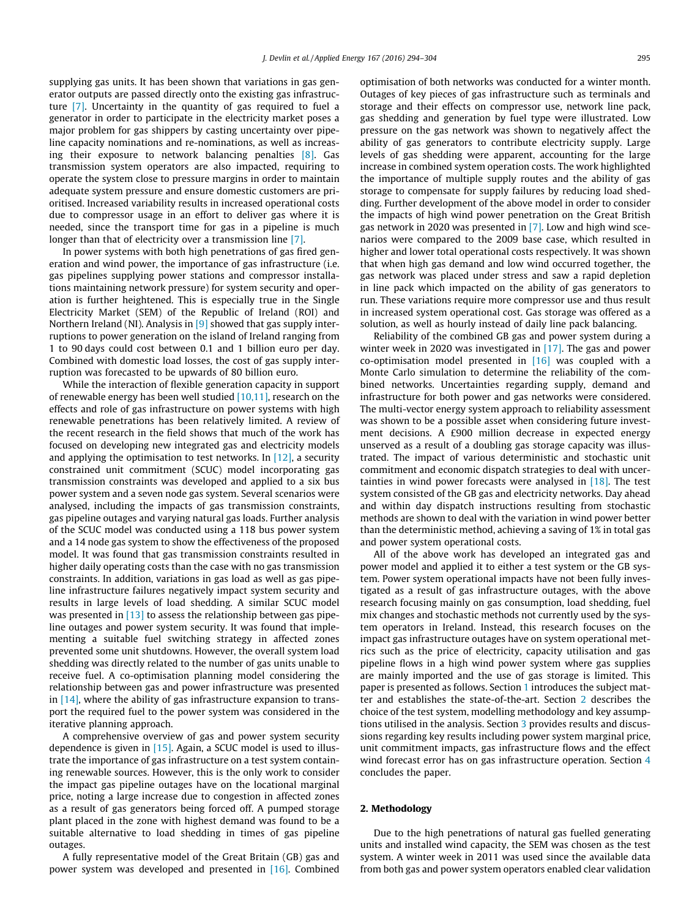supplying gas units. It has been shown that variations in gas generator outputs are passed directly onto the existing gas infrastructure [7]. Uncertainty in the quantity of gas required to fuel a generator in order to participate in the electricity market poses a major problem for gas shippers by casting uncertainty over pipeline capacity nominations and re-nominations, as well as increasing their exposure to network balancing penalties [8]. Gas transmission system operators are also impacted, requiring to operate the system close to pressure margins in order to maintain adequate system pressure and ensure domestic customers are prioritised. Increased variability results in increased operational costs due to compressor usage in an effort to deliver gas where it is needed, since the transport time for gas in a pipeline is much longer than that of electricity over a transmission line [7].

In power systems with both high penetrations of gas fired generation and wind power, the importance of gas infrastructure (i.e. gas pipelines supplying power stations and compressor installations maintaining network pressure) for system security and operation is further heightened. This is especially true in the Single Electricity Market (SEM) of the Republic of Ireland (ROI) and Northern Ireland (NI). Analysis in [9] showed that gas supply interruptions to power generation on the island of Ireland ranging from 1 to 90 days could cost between 0.1 and 1 billion euro per day. Combined with domestic load losses, the cost of gas supply interruption was forecasted to be upwards of 80 billion euro.

While the interaction of flexible generation capacity in support of renewable energy has been well studied [10,11], research on the effects and role of gas infrastructure on power systems with high renewable penetrations has been relatively limited. A review of the recent research in the field shows that much of the work has focused on developing new integrated gas and electricity models and applying the optimisation to test networks. In [12], a security constrained unit commitment (SCUC) model incorporating gas transmission constraints was developed and applied to a six bus power system and a seven node gas system. Several scenarios were analysed, including the impacts of gas transmission constraints, gas pipeline outages and varying natural gas loads. Further analysis of the SCUC model was conducted using a 118 bus power system and a 14 node gas system to show the effectiveness of the proposed model. It was found that gas transmission constraints resulted in higher daily operating costs than the case with no gas transmission constraints. In addition, variations in gas load as well as gas pipeline infrastructure failures negatively impact system security and results in large levels of load shedding. A similar SCUC model was presented in [13] to assess the relationship between gas pipeline outages and power system security. It was found that implementing a suitable fuel switching strategy in affected zones prevented some unit shutdowns. However, the overall system load shedding was directly related to the number of gas units unable to receive fuel. A co-optimisation planning model considering the relationship between gas and power infrastructure was presented in [14], where the ability of gas infrastructure expansion to transport the required fuel to the power system was considered in the iterative planning approach.

A comprehensive overview of gas and power system security dependence is given in [15]. Again, a SCUC model is used to illustrate the importance of gas infrastructure on a test system containing renewable sources. However, this is the only work to consider the impact gas pipeline outages have on the locational marginal price, noting a large increase due to congestion in affected zones as a result of gas generators being forced off. A pumped storage plant placed in the zone with highest demand was found to be a suitable alternative to load shedding in times of gas pipeline outages.

A fully representative model of the Great Britain (GB) gas and power system was developed and presented in [16]. Combined optimisation of both networks was conducted for a winter month. Outages of key pieces of gas infrastructure such as terminals and storage and their effects on compressor use, network line pack, gas shedding and generation by fuel type were illustrated. Low pressure on the gas network was shown to negatively affect the ability of gas generators to contribute electricity supply. Large levels of gas shedding were apparent, accounting for the large increase in combined system operation costs. The work highlighted the importance of multiple supply routes and the ability of gas storage to compensate for supply failures by reducing load shedding. Further development of the above model in order to consider the impacts of high wind power penetration on the Great British gas network in 2020 was presented in [7]. Low and high wind scenarios were compared to the 2009 base case, which resulted in higher and lower total operational costs respectively. It was shown that when high gas demand and low wind occurred together, the gas network was placed under stress and saw a rapid depletion in line pack which impacted on the ability of gas generators to run. These variations require more compressor use and thus result in increased system operational cost. Gas storage was offered as a solution, as well as hourly instead of daily line pack balancing.

Reliability of the combined GB gas and power system during a winter week in 2020 was investigated in [17]. The gas and power co-optimisation model presented in [16] was coupled with a Monte Carlo simulation to determine the reliability of the combined networks. Uncertainties regarding supply, demand and infrastructure for both power and gas networks were considered. The multi-vector energy system approach to reliability assessment was shown to be a possible asset when considering future investment decisions. A £900 million decrease in expected energy unserved as a result of a doubling gas storage capacity was illustrated. The impact of various deterministic and stochastic unit commitment and economic dispatch strategies to deal with uncertainties in wind power forecasts were analysed in [18]. The test system consisted of the GB gas and electricity networks. Day ahead and within day dispatch instructions resulting from stochastic methods are shown to deal with the variation in wind power better than the deterministic method, achieving a saving of 1% in total gas and power system operational costs.

All of the above work has developed an integrated gas and power model and applied it to either a test system or the GB system. Power system operational impacts have not been fully investigated as a result of gas infrastructure outages, with the above research focusing mainly on gas consumption, load shedding, fuel mix changes and stochastic methods not currently used by the system operators in Ireland. Instead, this research focuses on the impact gas infrastructure outages have on system operational metrics such as the price of electricity, capacity utilisation and gas pipeline flows in a high wind power system where gas supplies are mainly imported and the use of gas storage is limited. This paper is presented as follows. Section 1 introduces the subject matter and establishes the state-of-the-art. Section 2 describes the choice of the test system, modelling methodology and key assumptions utilised in the analysis. Section 3 provides results and discussions regarding key results including power system marginal price, unit commitment impacts, gas infrastructure flows and the effect wind forecast error has on gas infrastructure operation. Section 4 concludes the paper.

## 2. Methodology

Due to the high penetrations of natural gas fuelled generating units and installed wind capacity, the SEM was chosen as the test system. A winter week in 2011 was used since the available data from both gas and power system operators enabled clear validation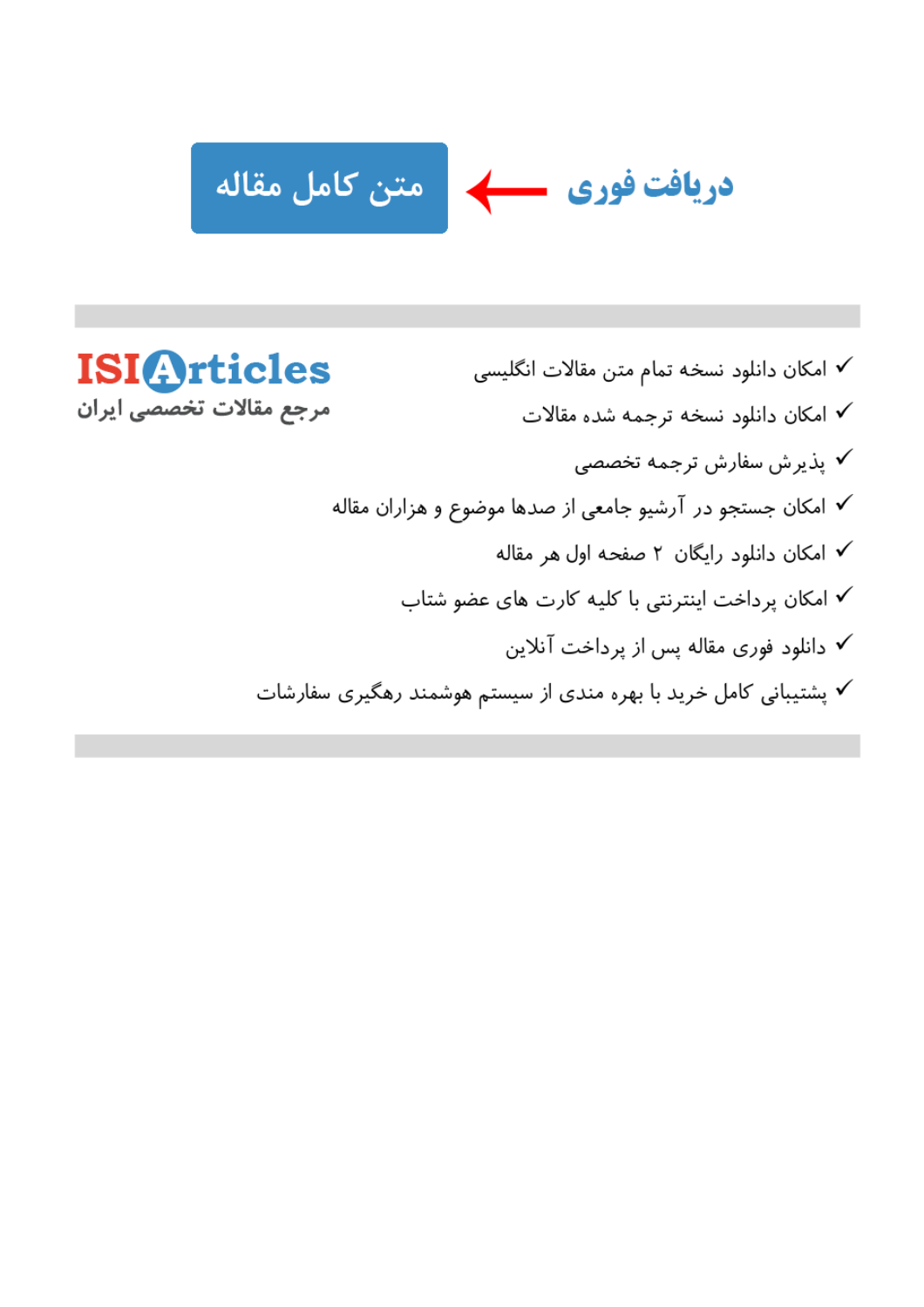دریافت فوری ← متن کامل مقاله

**ISIArticles**
مرجع مقالات تخصصی ایران

- ✓ امکان دانلود نسخه تمام متن مقالات انگلیسی
- ✓ امکان دانلود نسخه ترجمه شده مقالات
- ✓ پذیرش سفارش ترجمه تخصصی
- ✓ امکان جستجو در آرشیو جامعی از صدها موضوع و هزاران مقاله
- ✓ امکان دانلود رایگان ۲ صفحه اول هر مقاله
- ✓ امکان پرداخت اینترنتی با کلیه کارت های عضو شتاب
- ✓ دانلود فوری مقاله پس از پرداخت آنلاین
- ✓ پشتیبانی کامل خرید با بهره مندی از سیستم هوشمند رهگیری سفارشات